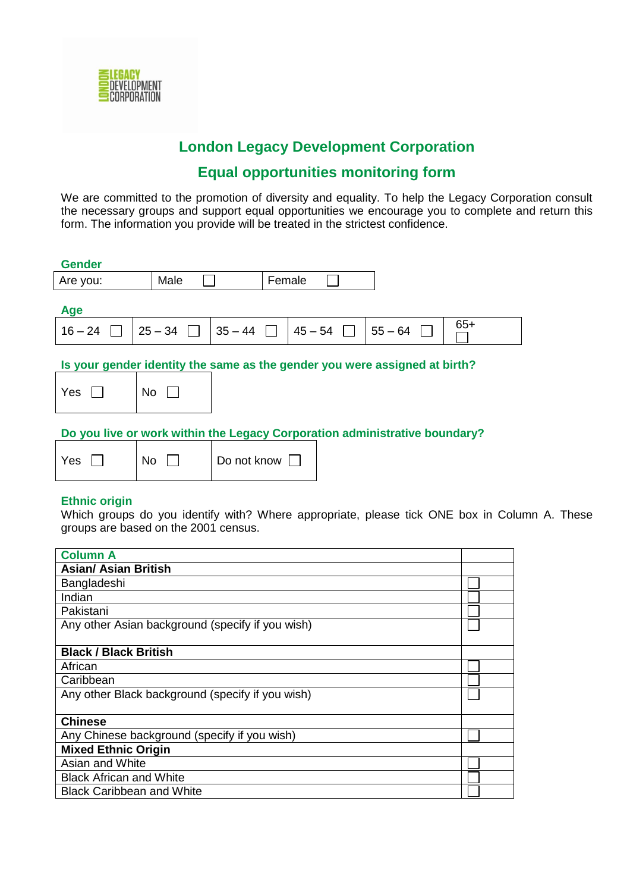# London Legacy Development Corporation

## Equal opportunities monitoring form

We are committed to the promotion of diversity and equality. To help the Legacy Corporation consult the necessary groups and support equal opportunities we encourage you to complete and return this form. The information you provide will be treated in the strictest confidence.

### Gender

| Are you: | Male ☐ | Female ☐ |
|---|---|---|

### Age

| 16 – 24 ☐ | 25 – 34 ☐ | 35 – 44 ☐ | 45 – 54 ☐ | 55 – 64 ☐ | 65+ ☐ |
|---|---|---|---|---|---|

### Is your gender identity the same as the gender you were assigned at birth?

| Yes ☐ | No ☐ |
|---|---|

### Do you live or work within the Legacy Corporation administrative boundary?

| Yes ☐ | No ☐ | Do not know ☐ |
|---|---|---|

### Ethnic origin

Which groups do you identify with? Where appropriate, please tick ONE box in Column A. These groups are based on the 2001 census.

| Column A | |
|---|---|
| **Asian/ Asian British** | |
| Bangladeshi | ☐ |
| Indian | ☐ |
| Pakistani | ☐ |
| Any other Asian background (specify if you wish) | ☐ |
| **Black / Black British** | |
| African | ☐ |
| Caribbean | ☐ |
| Any other Black background (specify if you wish) | ☐ |
| **Chinese** | |
| Any Chinese background (specify if you wish) | ☐ |
| **Mixed Ethnic Origin** | |
| Asian and White | ☐ |
| Black African and White | ☐ |
| Black Caribbean and White | ☐ |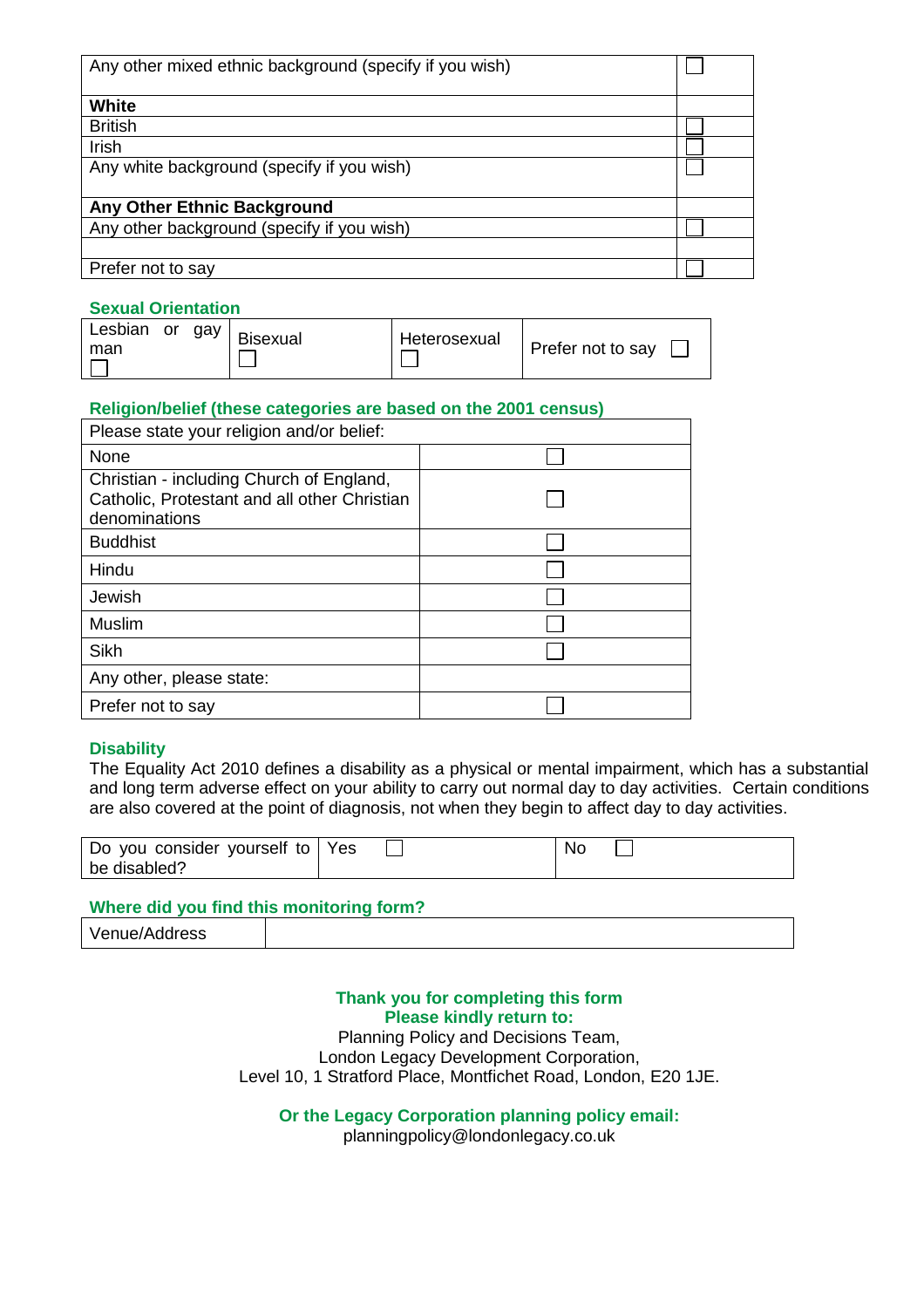| | |
|---|---|
| Any other mixed ethnic background (specify if you wish) | ☐ |
| **White** | |
| British | ☐ |
| Irish | ☐ |
| Any white background (specify if you wish) | ☐ |
| **Any Other Ethnic Background** | |
| Any other background (specify if you wish) | ☐ |
| | |
| Prefer not to say | ☐ |

### Sexual Orientation

| | | | |
|---|---|---|---|
| Lesbian or gay man ☐ | Bisexual ☐ | Heterosexual ☐ | Prefer not to say ☐ |

### Religion/belief (these categories are based on the 2001 census)

| Please state your religion and/or belief: | |
|---|---|
| None | ☐ |
| Christian - including Church of England, Catholic, Protestant and all other Christian denominations | ☐ |
| Buddhist | ☐ |
| Hindu | ☐ |
| Jewish | ☐ |
| Muslim | ☐ |
| Sikh | ☐ |
| Any other, please state: | |
| Prefer not to say | ☐ |

### Disability

The Equality Act 2010 defines a disability as a physical or mental impairment, which has a substantial and long term adverse effect on your ability to carry out normal day to day activities. Certain conditions are also covered at the point of diagnosis, not when they begin to affect day to day activities.

| | | |
|---|---|---|
| Do you consider yourself to be disabled? | Yes ☐ | No ☐ |

### Where did you find this monitoring form?

| | |
|---|---|
| Venue/Address | |

**Thank you for completing this form**
**Please kindly return to:**

Planning Policy and Decisions Team,
London Legacy Development Corporation,
Level 10, 1 Stratford Place, Montfichet Road, London, E20 1JE.

**Or the Legacy Corporation planning policy email:**
planningpolicy@londonlegacy.co.uk